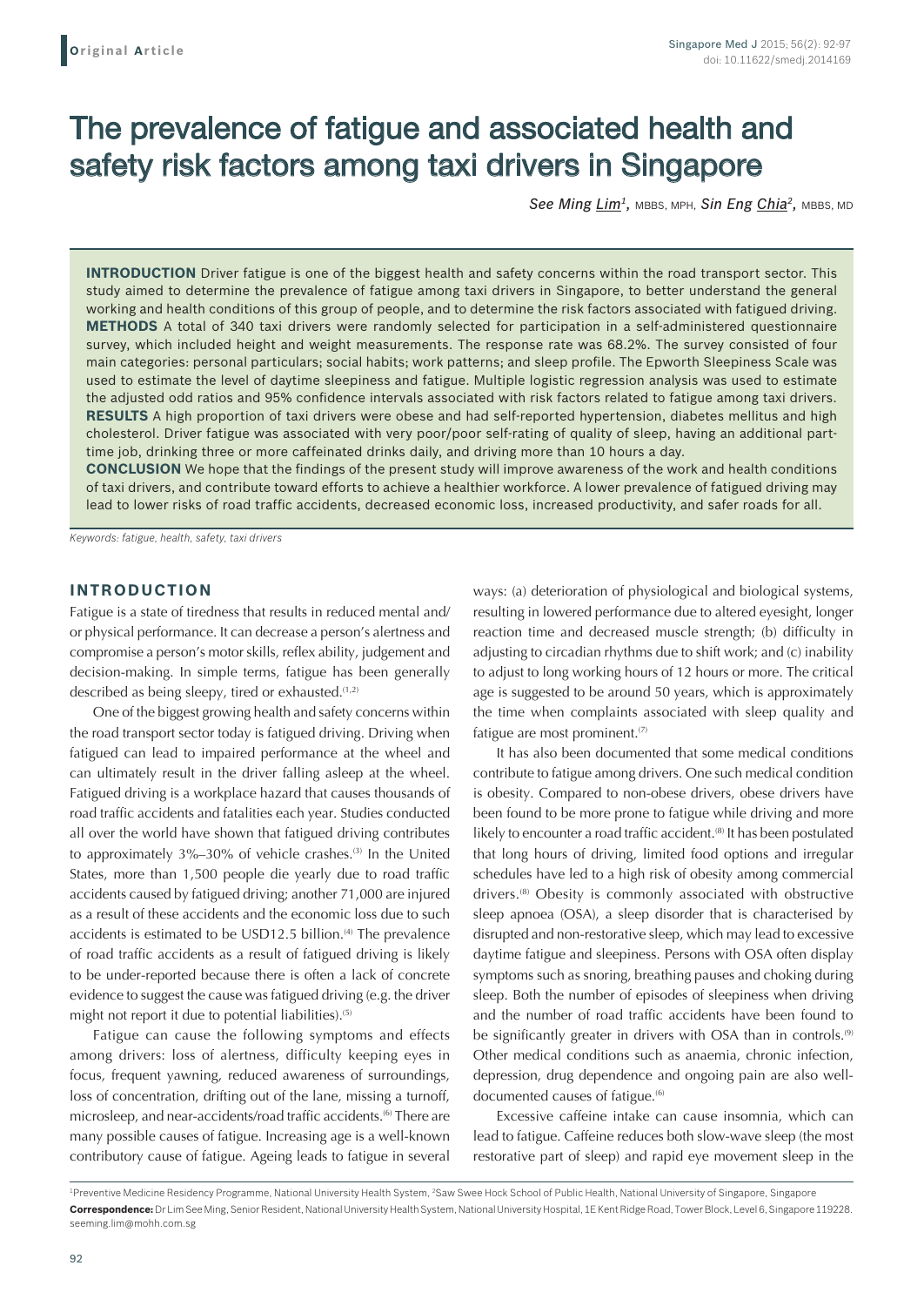# The prevalence of fatigue and associated health and safety risk factors among taxi drivers in Singapore

*See Ming Lim*[1], MBBS, MPH, *Sin Eng Chia*[2], MBBS, MD

**INTRODUCTION** Driver fatigue is one of the biggest health and safety concerns within the road transport sector. This study aimed to determine the prevalence of fatigue among taxi drivers in Singapore, to better understand the general working and health conditions of this group of people, and to determine the risk factors associated with fatigued driving.
**METHODS** A total of 340 taxi drivers were randomly selected for participation in a self-administered questionnaire survey, which included height and weight measurements. The response rate was 68.2%. The survey consisted of four main categories: personal particulars; social habits; work patterns; and sleep profile. The Epworth Sleepiness Scale was used to estimate the level of daytime sleepiness and fatigue. Multiple logistic regression analysis was used to estimate the adjusted odd ratios and 95% confidence intervals associated with risk factors related to fatigue among taxi drivers.
**RESULTS** A high proportion of taxi drivers were obese and had self-reported hypertension, diabetes mellitus and high cholesterol. Driver fatigue was associated with very poor/poor self-rating of quality of sleep, having an additional part-time job, drinking three or more caffeinated drinks daily, and driving more than 10 hours a day.
**CONCLUSION** We hope that the findings of the present study will improve awareness of the work and health conditions of taxi drivers, and contribute toward efforts to achieve a healthier workforce. A lower prevalence of fatigued driving may lead to lower risks of road traffic accidents, decreased economic loss, increased productivity, and safer roads for all.

*Keywords: fatigue, health, safety, taxi drivers*

## INTRODUCTION

Fatigue is a state of tiredness that results in reduced mental and/or physical performance. It can decrease a person's alertness and compromise a person's motor skills, reflex ability, judgement and decision-making. In simple terms, fatigue has been generally described as being sleepy, tired or exhausted.[1,2]

One of the biggest growing health and safety concerns within the road transport sector today is fatigued driving. Driving when fatigued can lead to impaired performance at the wheel and can ultimately result in the driver falling asleep at the wheel. Fatigued driving is a workplace hazard that causes thousands of road traffic accidents and fatalities each year. Studies conducted all over the world have shown that fatigued driving contributes to approximately 3%–30% of vehicle crashes.[3] In the United States, more than 1,500 people die yearly due to road traffic accidents caused by fatigued driving; another 71,000 are injured as a result of these accidents and the economic loss due to such accidents is estimated to be USD12.5 billion.[4] The prevalence of road traffic accidents as a result of fatigued driving is likely to be under-reported because there is often a lack of concrete evidence to suggest the cause was fatigued driving (e.g. the driver might not report it due to potential liabilities).[5]

Fatigue can cause the following symptoms and effects among drivers: loss of alertness, difficulty keeping eyes in focus, frequent yawning, reduced awareness of surroundings, loss of concentration, drifting out of the lane, missing a turnoff, microsleep, and near-accidents/road traffic accidents.[6] There are many possible causes of fatigue. Increasing age is a well-known contributory cause of fatigue. Ageing leads to fatigue in several ways: (a) deterioration of physiological and biological systems, resulting in lowered performance due to altered eyesight, longer reaction time and decreased muscle strength; (b) difficulty in adjusting to circadian rhythms due to shift work; and (c) inability to adjust to long working hours of 12 hours or more. The critical age is suggested to be around 50 years, which is approximately the time when complaints associated with sleep quality and fatigue are most prominent.[7]

It has also been documented that some medical conditions contribute to fatigue among drivers. One such medical condition is obesity. Compared to non-obese drivers, obese drivers have been found to be more prone to fatigue while driving and more likely to encounter a road traffic accident.[8] It has been postulated that long hours of driving, limited food options and irregular schedules have led to a high risk of obesity among commercial drivers.[8] Obesity is commonly associated with obstructive sleep apnoea (OSA), a sleep disorder that is characterised by disrupted and non-restorative sleep, which may lead to excessive daytime fatigue and sleepiness. Persons with OSA often display symptoms such as snoring, breathing pauses and choking during sleep. Both the number of episodes of sleepiness when driving and the number of road traffic accidents have been found to be significantly greater in drivers with OSA than in controls.[9] Other medical conditions such as anaemia, chronic infection, depression, drug dependence and ongoing pain are also well-documented causes of fatigue.[6]

Excessive caffeine intake can cause insomnia, which can lead to fatigue. Caffeine reduces both slow-wave sleep (the most restorative part of sleep) and rapid eye movement sleep in the

[1]Preventive Medicine Residency Programme, National University Health System, [2]Saw Swee Hock School of Public Health, National University of Singapore, Singapore

**Correspondence:** Dr Lim See Ming, Senior Resident, National University Health System, National University Hospital, 1E Kent Ridge Road, Tower Block, Level 6, Singapore 119228. seeming.lim@mohh.com.sg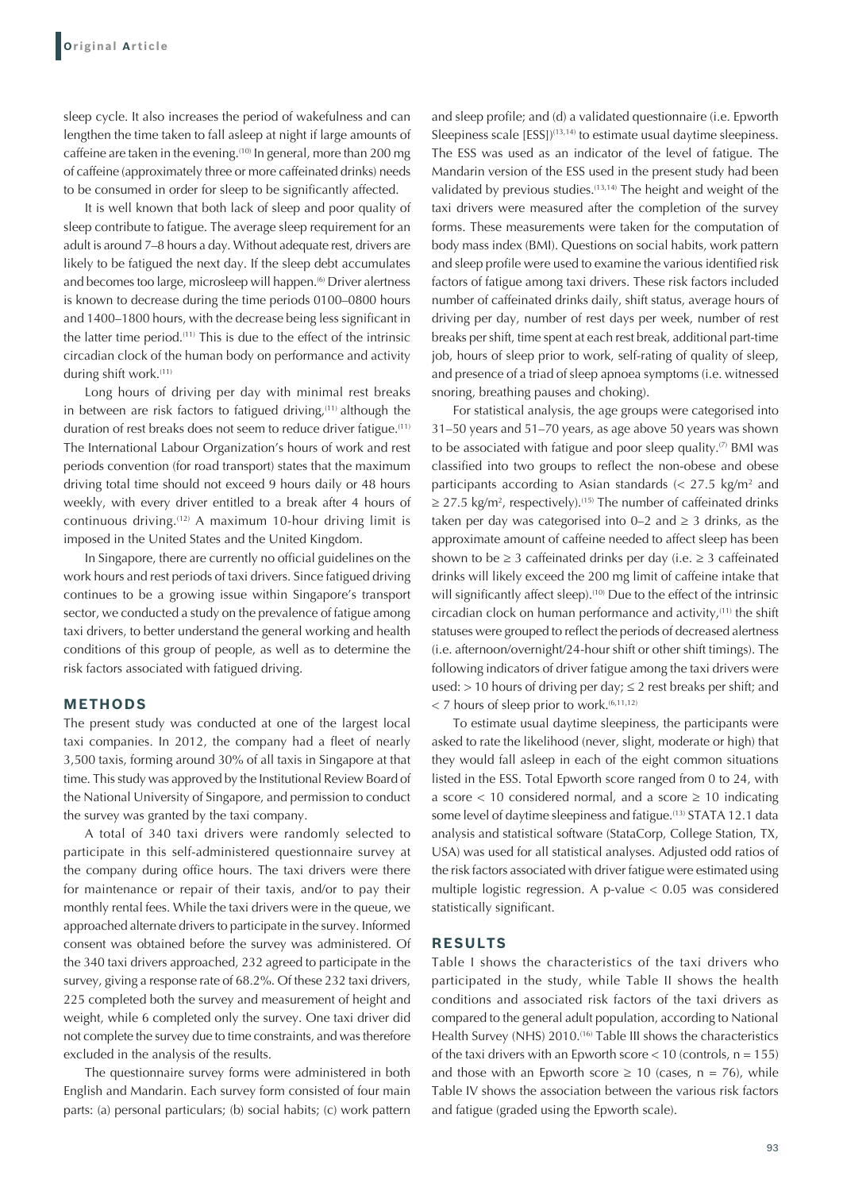sleep cycle. It also increases the period of wakefulness and can lengthen the time taken to fall asleep at night if large amounts of caffeine are taken in the evening.[10] In general, more than 200 mg of caffeine (approximately three or more caffeinated drinks) needs to be consumed in order for sleep to be significantly affected.

It is well known that both lack of sleep and poor quality of sleep contribute to fatigue. The average sleep requirement for an adult is around 7–8 hours a day. Without adequate rest, drivers are likely to be fatigued the next day. If the sleep debt accumulates and becomes too large, microsleep will happen.[6] Driver alertness is known to decrease during the time periods 0100–0800 hours and 1400–1800 hours, with the decrease being less significant in the latter time period.[11] This is due to the effect of the intrinsic circadian clock of the human body on performance and activity during shift work.[11]

Long hours of driving per day with minimal rest breaks in between are risk factors to fatigued driving,[11] although the duration of rest breaks does not seem to reduce driver fatigue.[11] The International Labour Organization's hours of work and rest periods convention (for road transport) states that the maximum driving total time should not exceed 9 hours daily or 48 hours weekly, with every driver entitled to a break after 4 hours of continuous driving.[12] A maximum 10-hour driving limit is imposed in the United States and the United Kingdom.

In Singapore, there are currently no official guidelines on the work hours and rest periods of taxi drivers. Since fatigued driving continues to be a growing issue within Singapore's transport sector, we conducted a study on the prevalence of fatigue among taxi drivers, to better understand the general working and health conditions of this group of people, as well as to determine the risk factors associated with fatigued driving.

## METHODS

The present study was conducted at one of the largest local taxi companies. In 2012, the company had a fleet of nearly 3,500 taxis, forming around 30% of all taxis in Singapore at that time. This study was approved by the Institutional Review Board of the National University of Singapore, and permission to conduct the survey was granted by the taxi company.

A total of 340 taxi drivers were randomly selected to participate in this self-administered questionnaire survey at the company during office hours. The taxi drivers were there for maintenance or repair of their taxis, and/or to pay their monthly rental fees. While the taxi drivers were in the queue, we approached alternate drivers to participate in the survey. Informed consent was obtained before the survey was administered. Of the 340 taxi drivers approached, 232 agreed to participate in the survey, giving a response rate of 68.2%. Of these 232 taxi drivers, 225 completed both the survey and measurement of height and weight, while 6 completed only the survey. One taxi driver did not complete the survey due to time constraints, and was therefore excluded in the analysis of the results.

The questionnaire survey forms were administered in both English and Mandarin. Each survey form consisted of four main parts: (a) personal particulars; (b) social habits; (c) work pattern and sleep profile; and (d) a validated questionnaire (i.e. Epworth Sleepiness scale [ESS])[13,14] to estimate usual daytime sleepiness. The ESS was used as an indicator of the level of fatigue. The Mandarin version of the ESS used in the present study had been validated by previous studies.[13,14] The height and weight of the taxi drivers were measured after the completion of the survey forms. These measurements were taken for the computation of body mass index (BMI). Questions on social habits, work pattern and sleep profile were used to examine the various identified risk factors of fatigue among taxi drivers. These risk factors included number of caffeinated drinks daily, shift status, average hours of driving per day, number of rest days per week, number of rest breaks per shift, time spent at each rest break, additional part-time job, hours of sleep prior to work, self-rating of quality of sleep, and presence of a triad of sleep apnoea symptoms (i.e. witnessed snoring, breathing pauses and choking).

For statistical analysis, the age groups were categorised into 31–50 years and 51–70 years, as age above 50 years was shown to be associated with fatigue and poor sleep quality.[7] BMI was classified into two groups to reflect the non-obese and obese participants according to Asian standards ($< 27.5$ kg/m$^2$ and $\geq 27.5$ kg/m$^2$, respectively).[15] The number of caffeinated drinks taken per day was categorised into 0–2 and $\geq 3$ drinks, as the approximate amount of caffeine needed to affect sleep has been shown to be $\geq 3$ caffeinated drinks per day (i.e. $\geq 3$ caffeinated drinks will likely exceed the 200 mg limit of caffeine intake that will significantly affect sleep).[10] Due to the effect of the intrinsic circadian clock on human performance and activity,[11] the shift statuses were grouped to reflect the periods of decreased alertness (i.e. afternoon/overnight/24-hour shift or other shift timings). The following indicators of driver fatigue among the taxi drivers were used: $> 10$ hours of driving per day; $\leq 2$ rest breaks per shift; and $< 7$ hours of sleep prior to work.[6,11,12]

To estimate usual daytime sleepiness, the participants were asked to rate the likelihood (never, slight, moderate or high) that they would fall asleep in each of the eight common situations listed in the ESS. Total Epworth score ranged from 0 to 24, with a score $< 10$ considered normal, and a score $\geq 10$ indicating some level of daytime sleepiness and fatigue.[13] STATA 12.1 data analysis and statistical software (StataCorp, College Station, TX, USA) was used for all statistical analyses. Adjusted odd ratios of the risk factors associated with driver fatigue were estimated using multiple logistic regression. A p-value $< 0.05$ was considered statistically significant.

## RESULTS

Table I shows the characteristics of the taxi drivers who participated in the study, while Table II shows the health conditions and associated risk factors of the taxi drivers as compared to the general adult population, according to National Health Survey (NHS) 2010.[16] Table III shows the characteristics of the taxi drivers with an Epworth score $< 10$ (controls, $n = 155$) and those with an Epworth score $\geq 10$ (cases, $n = 76$), while Table IV shows the association between the various risk factors and fatigue (graded using the Epworth scale).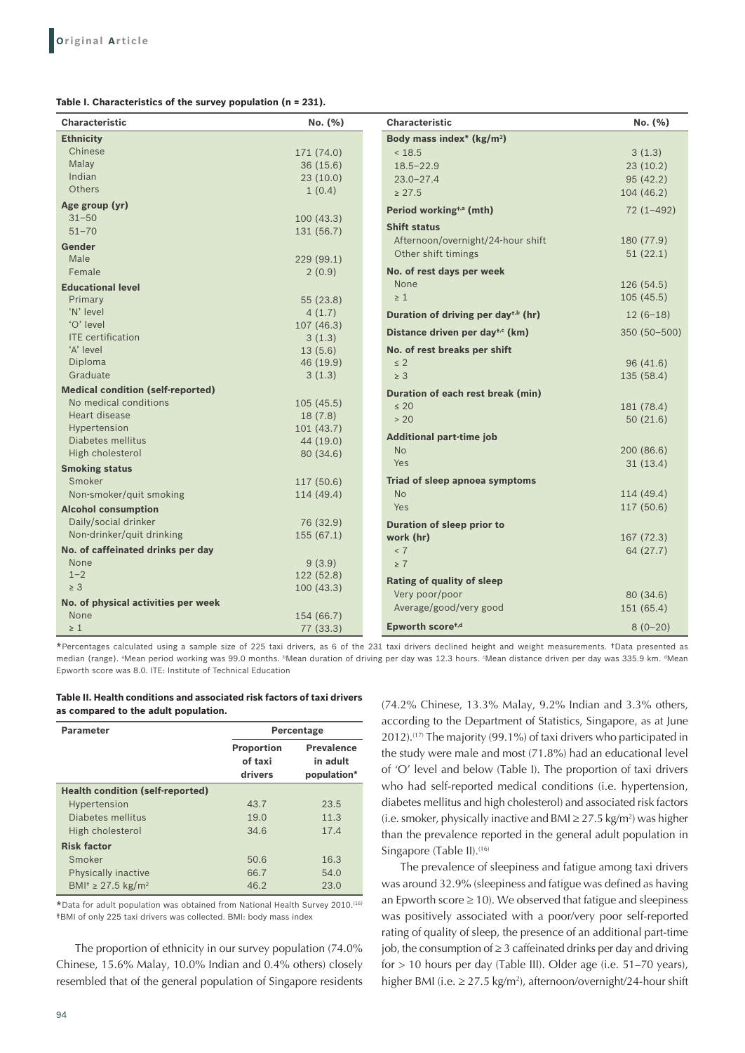**Table I. Characteristics of the survey population (n = 231).**

| Characteristic | No. (%) |
|---|---|
| **Ethnicity** | |
| Chinese | 171 (74.0) |
| Malay | 36 (15.6) |
| Indian | 23 (10.0) |
| Others | 1 (0.4) |
| **Age group (yr)** | |
| 31–50 | 100 (43.3) |
| 51–70 | 131 (56.7) |
| **Gender** | |
| Male | 229 (99.1) |
| Female | 2 (0.9) |
| **Educational level** | |
| Primary | 55 (23.8) |
| 'N' level | 4 (1.7) |
| 'O' level | 107 (46.3) |
| ITE certification | 3 (1.3) |
| 'A' level | 13 (5.6) |
| Diploma | 46 (19.9) |
| Graduate | 3 (1.3) |
| **Medical condition (self-reported)** | |
| No medical conditions | 105 (45.5) |
| Heart disease | 18 (7.8) |
| Hypertension | 101 (43.7) |
| Diabetes mellitus | 44 (19.0) |
| High cholesterol | 80 (34.6) |
| **Smoking status** | |
| Smoker | 117 (50.6) |
| Non-smoker/quit smoking | 114 (49.4) |
| **Alcohol consumption** | |
| Daily/social drinker | 76 (32.9) |
| Non-drinker/quit drinking | 155 (67.1) |
| **No. of caffeinated drinks per day** | |
| None | 9 (3.9) |
| 1–2 | 122 (52.8) |
| ≥ 3 | 100 (43.3) |
| **No. of physical activities per week** | |
| None | 154 (66.7) |
| ≥ 1 | 77 (33.3) |
| **Body mass index* (kg/m²)** | |
| < 18.5 | 3 (1.3) |
| 18.5–22.9 | 23 (10.2) |
| 23.0–27.4 | 95 (42.2) |
| ≥ 27.5 | 104 (46.2) |
| **Period working†,a (mth)** | 72 (1–492) |
| **Shift status** | |
| Afternoon/overnight/24-hour shift | 180 (77.9) |
| Other shift timings | 51 (22.1) |
| **No. of rest days per week** | |
| None | 126 (54.5) |
| ≥ 1 | 105 (45.5) |
| **Duration of driving per day†,b (hr)** | 12 (6–18) |
| **Distance driven per day†,c (km)** | 350 (50–500) |
| **No. of rest breaks per shift** | |
| ≤ 2 | 96 (41.6) |
| ≥ 3 | 135 (58.4) |
| **Duration of each rest break (min)** | |
| ≤ 20 | 181 (78.4) |
| > 20 | 50 (21.6) |
| **Additional part-time job** | |
| No | 200 (86.6) |
| Yes | 31 (13.4) |
| **Triad of sleep apnoea symptoms** | |
| No | 114 (49.4) |
| Yes | 117 (50.6) |
| **Duration of sleep prior to work (hr)** | |
| < 7 | 167 (72.3) |
| ≥ 7 | 64 (27.7) |
| **Rating of quality of sleep** | |
| Very poor/poor | 80 (34.6) |
| Average/good/very good | 151 (65.4) |
| **Epworth score†,d** | 8 (0–20) |

*Percentages calculated using a sample size of 225 taxi drivers, as 6 of the 231 taxi drivers declined height and weight measurements. †Data presented as median (range). [a]Mean period working was 99.0 months. [b]Mean duration of driving per day was 12.3 hours. [c]Mean distance driven per day was 335.9 km. [d]Mean Epworth score was 8.0. ITE: Institute of Technical Education

**Table II. Health conditions and associated risk factors of taxi drivers as compared to the adult population.**

| Parameter | Percentage | |
|---|---|---|
| | Proportion of taxi drivers | Prevalence in adult population* |
| **Health condition (self-reported)** | | |
| Hypertension | 43.7 | 23.5 |
| Diabetes mellitus | 19.0 | 11.3 |
| High cholesterol | 34.6 | 17.4 |
| **Risk factor** | | |
| Smoker | 50.6 | 16.3 |
| Physically inactive | 66.7 | 54.0 |
| BMI† ≥ 27.5 kg/m² | 46.2 | 23.0 |

*Data for adult population was obtained from National Health Survey 2010.[16] †BMI of only 225 taxi drivers was collected. BMI: body mass index

The proportion of ethnicity in our survey population (74.0% Chinese, 15.6% Malay, 10.0% Indian and 0.4% others) closely resembled that of the general population of Singapore residents (74.2% Chinese, 13.3% Malay, 9.2% Indian and 3.3% others, according to the Department of Statistics, Singapore, as at June 2012).[17] The majority (99.1%) of taxi drivers who participated in the study were male and most (71.8%) had an educational level of 'O' level and below (Table I). The proportion of taxi drivers who had self-reported medical conditions (i.e. hypertension, diabetes mellitus and high cholesterol) and associated risk factors (i.e. smoker, physically inactive and BMI ≥ 27.5 kg/m²) was higher than the prevalence reported in the general adult population in Singapore (Table II).[16]

The prevalence of sleepiness and fatigue among taxi drivers was around 32.9% (sleepiness and fatigue was defined as having an Epworth score ≥ 10). We observed that fatigue and sleepiness was positively associated with a poor/very poor self-reported rating of quality of sleep, the presence of an additional part-time job, the consumption of ≥ 3 caffeinated drinks per day and driving for > 10 hours per day (Table III). Older age (i.e. 51–70 years), higher BMI (i.e. ≥ 27.5 kg/m²), afternoon/overnight/24-hour shift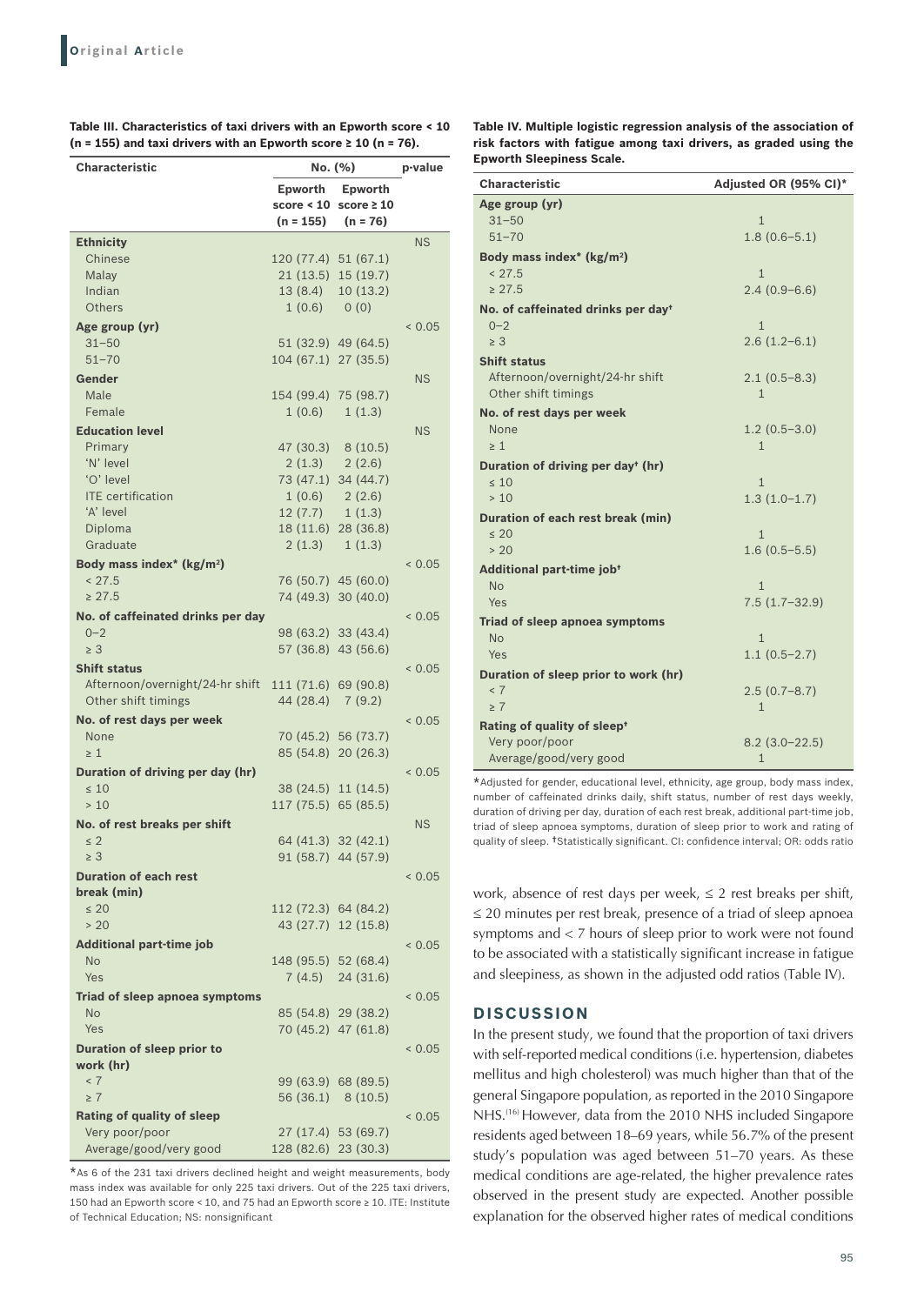**Table III. Characteristics of taxi drivers with an Epworth score < 10 (n = 155) and taxi drivers with an Epworth score ≥ 10 (n = 76).**

| Characteristic | No. (%) | | p-value |
|---|---|---|---|
| | Epworth score < 10 (n = 155) | Epworth score ≥ 10 (n = 76) | |
| **Ethnicity** | | | NS |
| Chinese | 120 (77.4) | 51 (67.1) | |
| Malay | 21 (13.5) | 15 (19.7) | |
| Indian | 13 (8.4) | 10 (13.2) | |
| Others | 1 (0.6) | 0 (0) | |
| **Age group (yr)** | | | < 0.05 |
| 31–50 | 51 (32.9) | 49 (64.5) | |
| 51–70 | 104 (67.1) | 27 (35.5) | |
| **Gender** | | | NS |
| Male | 154 (99.4) | 75 (98.7) | |
| Female | 1 (0.6) | 1 (1.3) | |
| **Education level** | | | NS |
| Primary | 47 (30.3) | 8 (10.5) | |
| 'N' level | 2 (1.3) | 2 (2.6) | |
| 'O' level | 73 (47.1) | 34 (44.7) | |
| ITE certification | 1 (0.6) | 2 (2.6) | |
| 'A' level | 12 (7.7) | 1 (1.3) | |
| Diploma | 18 (11.6) | 28 (36.8) | |
| Graduate | 2 (1.3) | 1 (1.3) | |
| **Body mass index* (kg/m²)** | | | < 0.05 |
| < 27.5 | 76 (50.7) | 45 (60.0) | |
| ≥ 27.5 | 74 (49.3) | 30 (40.0) | |
| **No. of caffeinated drinks per day** | | | < 0.05 |
| 0–2 | 98 (63.2) | 33 (43.4) | |
| ≥ 3 | 57 (36.8) | 43 (56.6) | |
| **Shift status** | | | < 0.05 |
| Afternoon/overnight/24-hr shift | 111 (71.6) | 69 (90.8) | |
| Other shift timings | 44 (28.4) | 7 (9.2) | |
| **No. of rest days per week** | | | < 0.05 |
| None | 70 (45.2) | 56 (73.7) | |
| ≥ 1 | 85 (54.8) | 20 (26.3) | |
| **Duration of driving per day (hr)** | | | < 0.05 |
| ≤ 10 | 38 (24.5) | 11 (14.5) | |
| > 10 | 117 (75.5) | 65 (85.5) | |
| **No. of rest breaks per shift** | | | NS |
| ≤ 2 | 64 (41.3) | 32 (42.1) | |
| ≥ 3 | 91 (58.7) | 44 (57.9) | |
| **Duration of each rest break (min)** | | | < 0.05 |
| ≤ 20 | 112 (72.3) | 64 (84.2) | |
| > 20 | 43 (27.7) | 12 (15.8) | |
| **Additional part-time job** | | | < 0.05 |
| No | 148 (95.5) | 52 (68.4) | |
| Yes | 7 (4.5) | 24 (31.6) | |
| **Triad of sleep apnoea symptoms** | | | < 0.05 |
| No | 85 (54.8) | 29 (38.2) | |
| Yes | 70 (45.2) | 47 (61.8) | |
| **Duration of sleep prior to work (hr)** | | | < 0.05 |
| < 7 | 99 (63.9) | 68 (89.5) | |
| ≥ 7 | 56 (36.1) | 8 (10.5) | |
| **Rating of quality of sleep** | | | < 0.05 |
| Very poor/poor | 27 (17.4) | 53 (69.7) | |
| Average/good/very good | 128 (82.6) | 23 (30.3) | |

*As 6 of the 231 taxi drivers declined height and weight measurements, body mass index was available for only 225 taxi drivers. Out of the 225 taxi drivers, 150 had an Epworth score < 10, and 75 had an Epworth score ≥ 10. ITE: Institute of Technical Education; NS: nonsignificant

**Table IV. Multiple logistic regression analysis of the association of risk factors with fatigue among taxi drivers, as graded using the Epworth Sleepiness Scale.**

| Characteristic | Adjusted OR (95% CI)* |
|---|---|
| **Age group (yr)** | |
| 31–50 | 1 |
| 51–70 | 1.8 (0.6–5.1) |
| **Body mass index* (kg/m²)** | |
| < 27.5 | 1 |
| ≥ 27.5 | 2.4 (0.9–6.6) |
| **No. of caffeinated drinks per day†** | |
| 0–2 | 1 |
| ≥ 3 | 2.6 (1.2–6.1) |
| **Shift status** | |
| Afternoon/overnight/24-hr shift | 2.1 (0.5–8.3) |
| Other shift timings | 1 |
| **No. of rest days per week** | |
| None | 1.2 (0.5–3.0) |
| ≥ 1 | 1 |
| **Duration of driving per day† (hr)** | |
| ≤ 10 | 1 |
| > 10 | 1.3 (1.0–1.7) |
| **Duration of each rest break (min)** | |
| ≤ 20 | 1 |
| > 20 | 1.6 (0.5–5.5) |
| **Additional part-time job†** | |
| No | 1 |
| Yes | 7.5 (1.7–32.9) |
| **Triad of sleep apnoea symptoms** | |
| No | 1 |
| Yes | 1.1 (0.5–2.7) |
| **Duration of sleep prior to work (hr)** | |
| < 7 | 2.5 (0.7–8.7) |
| ≥ 7 | 1 |
| **Rating of quality of sleep†** | |
| Very poor/poor | 8.2 (3.0–22.5) |
| Average/good/very good | 1 |

*Adjusted for gender, educational level, ethnicity, age group, body mass index, number of caffeinated drinks daily, shift status, number of rest days weekly, duration of driving per day, duration of each rest break, additional part-time job, triad of sleep apnoea symptoms, duration of sleep prior to work and rating of quality of sleep. †Statistically significant. CI: confidence interval; OR: odds ratio

work, absence of rest days per week, ≤ 2 rest breaks per shift, ≤ 20 minutes per rest break, presence of a triad of sleep apnoea symptoms and < 7 hours of sleep prior to work were not found to be associated with a statistically significant increase in fatigue and sleepiness, as shown in the adjusted odd ratios (Table IV).

## DISCUSSION

In the present study, we found that the proportion of taxi drivers with self-reported medical conditions (i.e. hypertension, diabetes mellitus and high cholesterol) was much higher than that of the general Singapore population, as reported in the 2010 Singapore NHS.[16] However, data from the 2010 NHS included Singapore residents aged between 18–69 years, while 56.7% of the present study's population was aged between 51–70 years. As these medical conditions are age-related, the higher prevalence rates observed in the present study are expected. Another possible explanation for the observed higher rates of medical conditions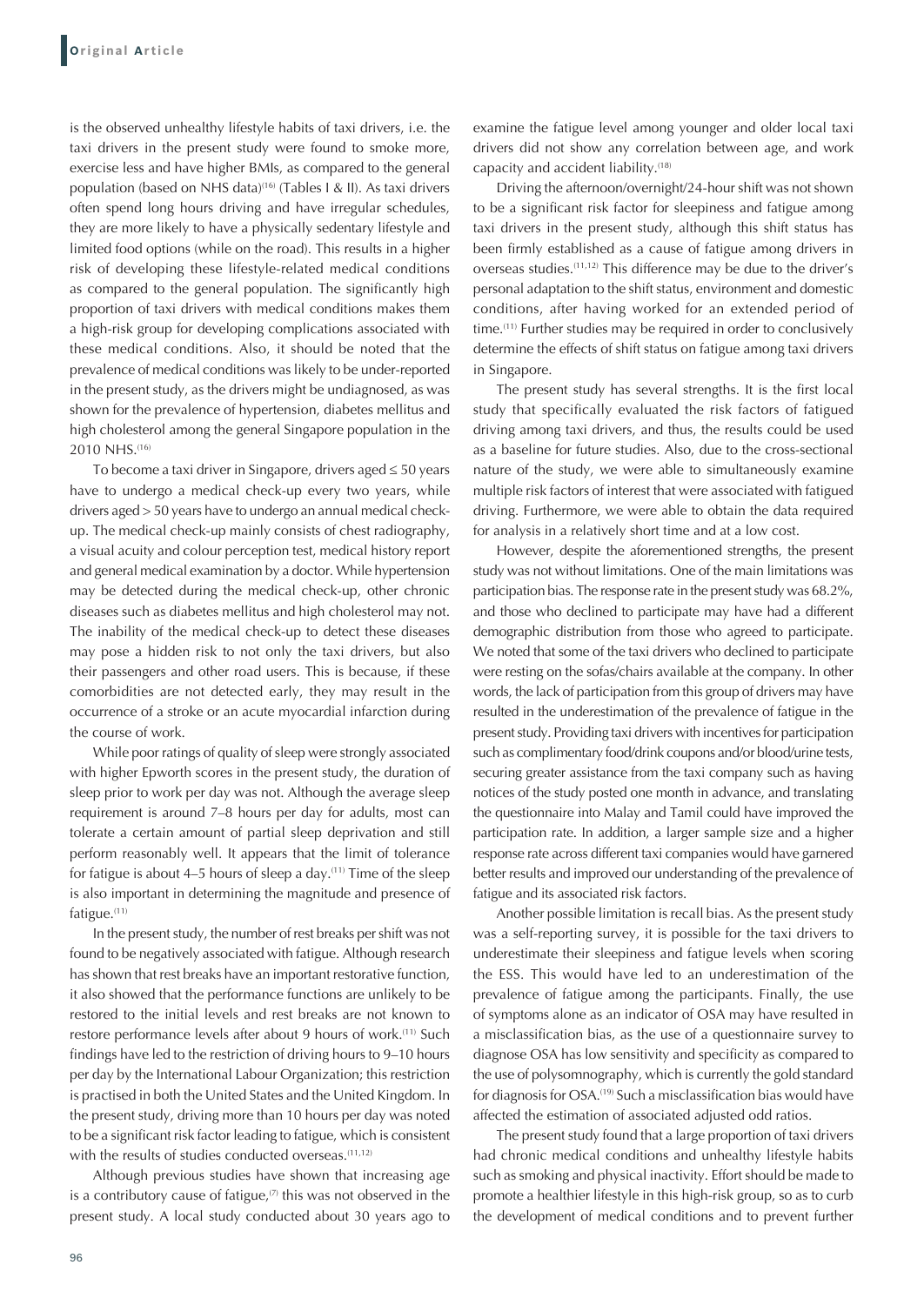is the observed unhealthy lifestyle habits of taxi drivers, i.e. the taxi drivers in the present study were found to smoke more, exercise less and have higher BMIs, as compared to the general population (based on NHS data)[16] (Tables I & II). As taxi drivers often spend long hours driving and have irregular schedules, they are more likely to have a physically sedentary lifestyle and limited food options (while on the road). This results in a higher risk of developing these lifestyle-related medical conditions as compared to the general population. The significantly high proportion of taxi drivers with medical conditions makes them a high-risk group for developing complications associated with these medical conditions. Also, it should be noted that the prevalence of medical conditions was likely to be under-reported in the present study, as the drivers might be undiagnosed, as was shown for the prevalence of hypertension, diabetes mellitus and high cholesterol among the general Singapore population in the 2010 NHS.[16]

To become a taxi driver in Singapore, drivers aged ≤ 50 years have to undergo a medical check-up every two years, while drivers aged > 50 years have to undergo an annual medical check-up. The medical check-up mainly consists of chest radiography, a visual acuity and colour perception test, medical history report and general medical examination by a doctor. While hypertension may be detected during the medical check-up, other chronic diseases such as diabetes mellitus and high cholesterol may not. The inability of the medical check-up to detect these diseases may pose a hidden risk to not only the taxi drivers, but also their passengers and other road users. This is because, if these comorbidities are not detected early, they may result in the occurrence of a stroke or an acute myocardial infarction during the course of work.

While poor ratings of quality of sleep were strongly associated with higher Epworth scores in the present study, the duration of sleep prior to work per day was not. Although the average sleep requirement is around 7–8 hours per day for adults, most can tolerate a certain amount of partial sleep deprivation and still perform reasonably well. It appears that the limit of tolerance for fatigue is about 4–5 hours of sleep a day.[11] Time of the sleep is also important in determining the magnitude and presence of fatigue.[11]

In the present study, the number of rest breaks per shift was not found to be negatively associated with fatigue. Although research has shown that rest breaks have an important restorative function, it also showed that the performance functions are unlikely to be restored to the initial levels and rest breaks are not known to restore performance levels after about 9 hours of work.[11] Such findings have led to the restriction of driving hours to 9–10 hours per day by the International Labour Organization; this restriction is practised in both the United States and the United Kingdom. In the present study, driving more than 10 hours per day was noted to be a significant risk factor leading to fatigue, which is consistent with the results of studies conducted overseas.[11,12]

Although previous studies have shown that increasing age is a contributory cause of fatigue,[7] this was not observed in the present study. A local study conducted about 30 years ago to examine the fatigue level among younger and older local taxi drivers did not show any correlation between age, and work capacity and accident liability.[18]

Driving the afternoon/overnight/24-hour shift was not shown to be a significant risk factor for sleepiness and fatigue among taxi drivers in the present study, although this shift status has been firmly established as a cause of fatigue among drivers in overseas studies.[11,12] This difference may be due to the driver's personal adaptation to the shift status, environment and domestic conditions, after having worked for an extended period of time.[11] Further studies may be required in order to conclusively determine the effects of shift status on fatigue among taxi drivers in Singapore.

The present study has several strengths. It is the first local study that specifically evaluated the risk factors of fatigued driving among taxi drivers, and thus, the results could be used as a baseline for future studies. Also, due to the cross-sectional nature of the study, we were able to simultaneously examine multiple risk factors of interest that were associated with fatigued driving. Furthermore, we were able to obtain the data required for analysis in a relatively short time and at a low cost.

However, despite the aforementioned strengths, the present study was not without limitations. One of the main limitations was participation bias. The response rate in the present study was 68.2%, and those who declined to participate may have had a different demographic distribution from those who agreed to participate. We noted that some of the taxi drivers who declined to participate were resting on the sofas/chairs available at the company. In other words, the lack of participation from this group of drivers may have resulted in the underestimation of the prevalence of fatigue in the present study. Providing taxi drivers with incentives for participation such as complimentary food/drink coupons and/or blood/urine tests, securing greater assistance from the taxi company such as having notices of the study posted one month in advance, and translating the questionnaire into Malay and Tamil could have improved the participation rate. In addition, a larger sample size and a higher response rate across different taxi companies would have garnered better results and improved our understanding of the prevalence of fatigue and its associated risk factors.

Another possible limitation is recall bias. As the present study was a self-reporting survey, it is possible for the taxi drivers to underestimate their sleepiness and fatigue levels when scoring the ESS. This would have led to an underestimation of the prevalence of fatigue among the participants. Finally, the use of symptoms alone as an indicator of OSA may have resulted in a misclassification bias, as the use of a questionnaire survey to diagnose OSA has low sensitivity and specificity as compared to the use of polysomnography, which is currently the gold standard for diagnosis for OSA.[19] Such a misclassification bias would have affected the estimation of associated adjusted odd ratios.

The present study found that a large proportion of taxi drivers had chronic medical conditions and unhealthy lifestyle habits such as smoking and physical inactivity. Effort should be made to promote a healthier lifestyle in this high-risk group, so as to curb the development of medical conditions and to prevent further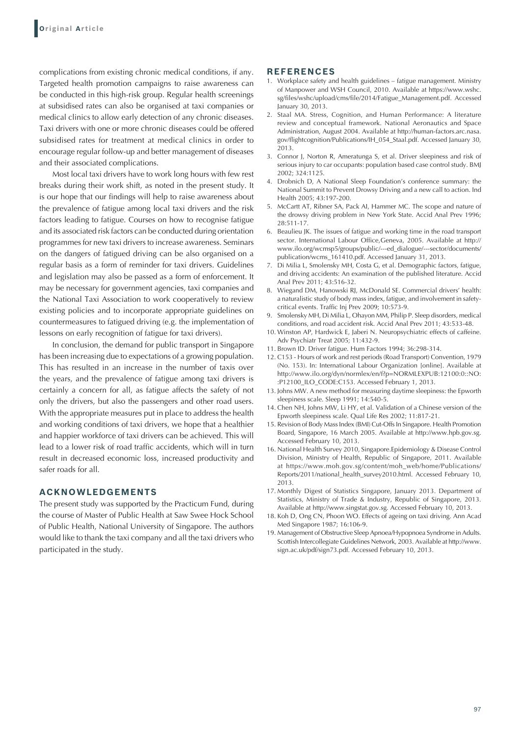complications from existing chronic medical conditions, if any. Targeted health promotion campaigns to raise awareness can be conducted in this high-risk group. Regular health screenings at subsidised rates can also be organised at taxi companies or medical clinics to allow early detection of any chronic diseases. Taxi drivers with one or more chronic diseases could be offered subsidised rates for treatment at medical clinics in order to encourage regular follow-up and better management of diseases and their associated complications.

Most local taxi drivers have to work long hours with few rest breaks during their work shift, as noted in the present study. It is our hope that our findings will help to raise awareness about the prevalence of fatigue among local taxi drivers and the risk factors leading to fatigue. Courses on how to recognise fatigue and its associated risk factors can be conducted during orientation programmes for new taxi drivers to increase awareness. Seminars on the dangers of fatigued driving can be also organised on a regular basis as a form of reminder for taxi drivers. Guidelines and legislation may also be passed as a form of enforcement. It may be necessary for government agencies, taxi companies and the National Taxi Association to work cooperatively to review existing policies and to incorporate appropriate guidelines on countermeasures to fatigued driving (e.g. the implementation of lessons on early recognition of fatigue for taxi drivers).

In conclusion, the demand for public transport in Singapore has been increasing due to expectations of a growing population. This has resulted in an increase in the number of taxis over the years, and the prevalence of fatigue among taxi drivers is certainly a concern for all, as fatigue affects the safety of not only the drivers, but also the passengers and other road users. With the appropriate measures put in place to address the health and working conditions of taxi drivers, we hope that a healthier and happier workforce of taxi drivers can be achieved. This will lead to a lower risk of road traffic accidents, which will in turn result in decreased economic loss, increased productivity and safer roads for all.

## ACKNOWLEDGEMENTS

The present study was supported by the Practicum Fund, during the course of Master of Public Health at Saw Swee Hock School of Public Health, National University of Singapore. The authors would like to thank the taxi company and all the taxi drivers who participated in the study.

## REFERENCES

1. Workplace safety and health guidelines – fatigue management. Ministry of Manpower and WSH Council, 2010. Available at https://www.wshc.sg/files/wshc/upload/cms/file/2014/Fatigue_Management.pdf. Accessed January 30, 2013.
2. Staal MA. Stress, Cognition, and Human Performance: A literature review and conceptual framework. National Aeronautics and Space Administration, August 2004. Available at http://human-factors.arc.nasa.gov/flightcognition/Publications/IH_054_Staal.pdf. Accessed January 30, 2013.
3. Connor J, Norton R, Ameratunga S, et al. Driver sleepiness and risk of serious injury to car occupants: population based case control study. BMJ 2002; 324:1125.
4. Drobnich D, A National Sleep Foundation's conference summary: the National Summit to Prevent Drowsy Driving and a new call to action. Ind Health 2005; 43:197-200.
5. McCartt AT, Ribner SA, Pack AI, Hammer MC. The scope and nature of the drowsy driving problem in New York State. Accid Anal Prev 1996; 28:511-17.
6. Beaulieu JK. The issues of fatigue and working time in the road transport sector. International Labour Office,Geneva, 2005. Available at http://www.ilo.org/wcmsp5/groups/public/---ed_dialogue/---sector/documents/publication/wcms_161410.pdf. Accessed January 31, 2013.
7. Di Milia L, Smolensky MH, Costa G, et al. Demographic factors, fatigue, and driving accidents: An examination of the published literature. Accid Anal Prev 2011; 43:516-32.
8. Wiegand DM, Hanowski RJ, McDonald SE. Commercial drivers' health: a naturalistic study of body mass index, fatigue, and involvement in safety-critical events. Traffic Inj Prev 2009; 10:573-9.
9. Smolensky MH, Di Milia L, Ohayon MM, Philip P. Sleep disorders, medical conditions, and road accident risk. Accid Anal Prev 2011; 43:533-48.
10. Winston AP, Hardwick E, Jaberi N. Neuropsychiatric effects of caffeine. Adv Psychiatr Treat 2005; 11:432-9.
11. Brown ID. Driver fatigue. Hum Factors 1994; 36:298-314.
12. C153 - Hours of work and rest periods (Road Transport) Convention, 1979 (No. 153). In: International Labour Organization [online]. Available at http://www.ilo.org/dyn/normlex/en/f?p=NORMLEXPUB:12100:0::NO::P12100_ILO_CODE:C153. Accessed February 1, 2013.
13. Johns MW. A new method for measuring daytime sleepiness: the Epworth sleepiness scale. Sleep 1991; 14:540-5.
14. Chen NH, Johns MW, Li HY, et al. Validation of a Chinese version of the Epworth sleepiness scale. Qual Life Res 2002; 11:817-21.
15. Revision of Body Mass Index (BMI) Cut-Offs In Singapore. Health Promotion Board, Singapore, 16 March 2005. Available at http://www.hpb.gov.sg. Accessed February 10, 2013.
16. National Health Survey 2010, Singapore.Epidemiology & Disease Control Division, Ministry of Health, Republic of Singapore, 2011. Available at https://www.moh.gov.sg/content/moh_web/home/Publications/Reports/2011/national_health_survey2010.html. Accessed February 10, 2013.
17. Monthly Digest of Statistics Singapore, January 2013. Department of Statistics, Ministry of Trade & Industry, Republic of Singapore, 2013. Available at http://www.singstat.gov.sg. Accessed February 10, 2013.
18. Koh D, Ong CN, Phoon WO. Effects of ageing on taxi driving. Ann Acad Med Singapore 1987; 16:106-9.
19. Management of Obstructive Sleep Apnoea/Hypopnoea Syndrome in Adults. Scottish Intercollegiate Guidelines Network, 2003. Available at http://www.sign.ac.uk/pdf/sign73.pdf. Accessed February 10, 2013.